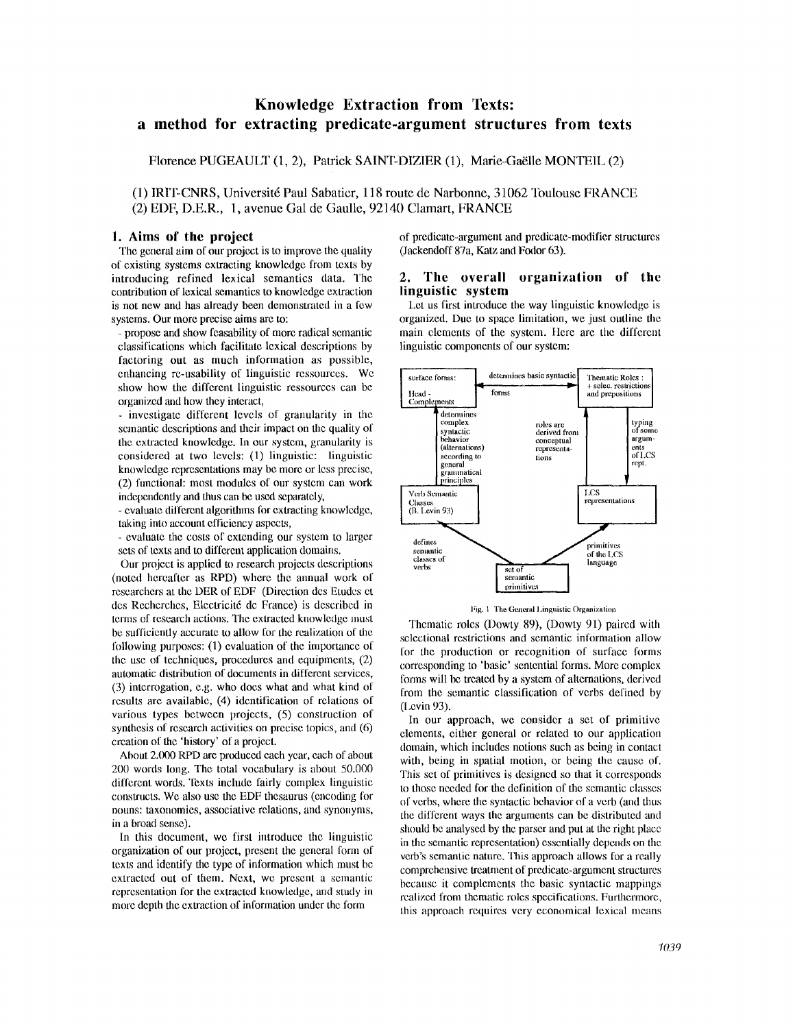# Knowledge Extraction from Texts: a method for extracting predicate-argument structures from texts

Florence PUGEAULT (1, 2), Patrick SAINT-DIZIER (1), Marie-Gaëlle MONTEIL (2)

(1) IRIT-CNRS, Université Paul Sabatier, 118 route de Narbonne, 31062 Toulouse FRANCE
(2) EDF, D.E.R., 1, avenue Gal de Gaulle, 92140 Clamart, FRANCE

## 1. Aims of the project

The general aim of our project is to improve the quality of existing systems extracting knowledge from texts by introducing refined lexical semantics data. The contribution of lexical semantics to knowledge extraction is not new and has already been demonstrated in a few systems. Our more precise aims are to:

- propose and show feasability of more radical semantic classifications which facilitate lexical descriptions by factoring out as much information as possible, enhancing re-usability of linguistic ressources. We show how the different linguistic ressources can be organized and how they interact,
- investigate different levels of granularity in the semantic descriptions and their impact on the quality of the extracted knowledge. In our system, granularity is considered at two levels: (1) linguistic: linguistic knowledge representations may be more or less precise, (2) functional: most modules of our system can work independently and thus can be used separately,
- evaluate different algorithms for extracting knowledge, taking into account efficiency aspects,
- evaluate the costs of extending our system to larger sets of texts and to different application domains.

Our project is applied to research projects descriptions (noted hereafter as RPD) where the annual work of researchers at the DER of EDF (Direction des Etudes et des Recherches, Electricité de France) is described in terms of research actions. The extracted knowledge must be sufficiently accurate to allow for the realization of the following purposes: (1) evaluation of the importance of the use of techniques, procedures and equipments, (2) automatic distribution of documents in different services, (3) interrogation, e.g. who does what and what kind of results are available, (4) identification of relations of various types between projects, (5) construction of synthesis of research activities on precise topics, and (6) creation of the 'history' of a project.

About 2.000 RPD are produced each year, each of about 200 words long. The total vocabulary is about 50.000 different words. Texts include fairly complex linguistic constructs. We also use the EDF thesaurus (encoding for nouns: taxonomies, associative relations, and synonyms, in a broad sense).

In this document, we first introduce the linguistic organization of our project, present the general form of texts and identify the type of information which must be extracted out of them. Next, we present a semantic representation for the extracted knowledge, and study in more depth the extraction of information under the form of predicate-argument and predicate-modifier structures (Jackendoff 87a, Katz and Fodor 63).

## 2. The overall organization of the linguistic system

Let us first introduce the way linguistic knowledge is organized. Due to space limitation, we just outline the main elements of the system. Here are the different linguistic components of our system:

Fig. 1 The General Linguistic Organization

Thematic roles (Dowty 89), (Dowty 91) paired with selectional restrictions and semantic information allow for the production or recognition of surface forms corresponding to 'basic' sentential forms. More complex forms will be treated by a system of alternations, derived from the semantic classification of verbs defined by (Levin 93).

In our approach, we consider a set of primitive elements, either general or related to our application domain, which includes notions such as being in contact with, being in spatial motion, or being the cause of. This set of primitives is designed so that it corresponds to those needed for the definition of the semantic classes of verbs, where the syntactic behavior of a verb (and thus the different ways the arguments can be distributed and should be analysed by the parser and put at the right place in the semantic representation) essentially depends on the verb's semantic nature. This approach allows for a really comprehensive treatment of predicate-argument structures because it complements the basic syntactic mappings realized from thematic roles specifications. Furthermore, this approach requires very economical lexical means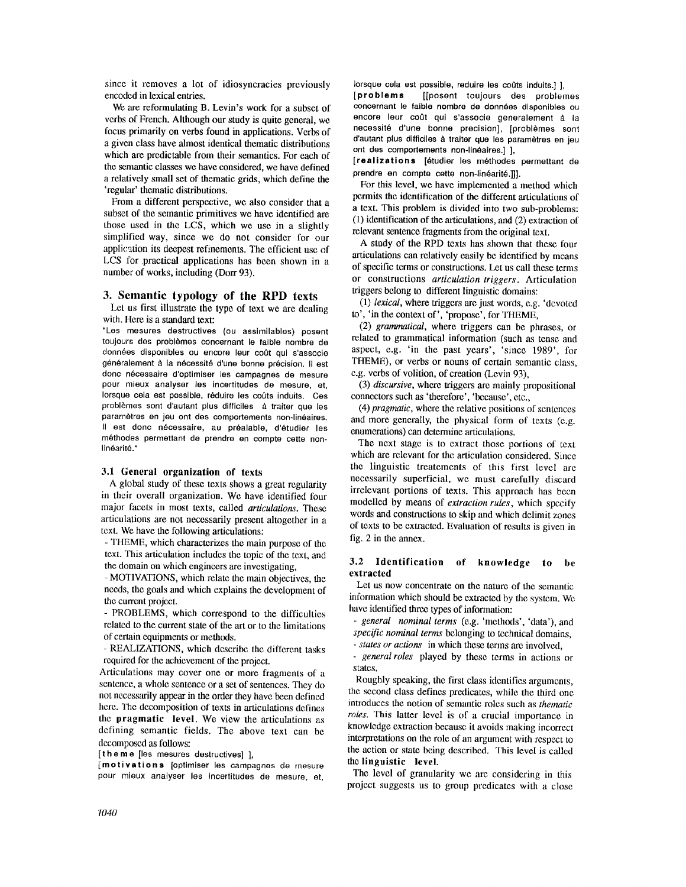since it removes a lot of idiosyncracies previously encoded in lexical entries.

We are reformulating B. Levin's work for a subset of verbs of French. Although our study is quite general, we focus primarily on verbs found in applications. Verbs of a given class have almost identical thematic distributions which are predictable from their semantics. For each of the semantic classes we have considered, we have defined a relatively small set of thematic grids, which define the 'regular' thematic distributions.

From a different perspective, we also consider that a subset of the semantic primitives we have identified are those used in the LCS, which we use in a slightly simplified way, since we do not consider for our application its deepest refinements. The efficient use of LCS for practical applications has been shown in a number of works, including (Dorr 93).

## 3. Semantic typology of the RPD texts

Let us first illustrate the type of text we are dealing with. Here is a standard text:

"Les mesures destructives (ou assimilables) posent toujours des problèmes concernant le faible nombre de données disponibles ou encore leur coût qui s'associe généralement à la nécessité d'une bonne précision. Il est donc nécessaire d'optimiser les campagnes de mesure pour mieux analyser les incertitudes de mesure, et, lorsque cela est possible, réduire les coûts induits. Ces problèmes sont d'autant plus difficiles à traiter que les paramètres en jeu ont des comportements non-linéaires. Il est donc nécessaire, au préalable, d'étudier les méthodes permettant de prendre en compte cette non-linéarité."

### 3.1 General organization of texts

A global study of these texts shows a great regularity in their overall organization. We have identified four major facets in most texts, called *articulations*. These articulations are not necessarily present altogether in a text. We have the following articulations:

- THEME, which characterizes the main purpose of the text. This articulation includes the topic of the text, and the domain on which engineers are investigating,
- MOTIVATIONS, which relate the main objectives, the needs, the goals and which explains the development of the current project.
- PROBLEMS, which correspond to the difficulties related to the current state of the art or to the limitations of certain equipments or methods.
- REALIZATIONS, which describe the different tasks required for the achievement of the project.

Articulations may cover one or more fragments of a sentence, a whole sentence or a set of sentences. They do not necessarily appear in the order they have been defined here. The decomposition of texts in articulations defines the **pragmatic level**. We view the articulations as defining semantic fields. The above text can be decomposed as follows:

[**theme** [les mesures destructives] ],
[**motivations** [optimiser les campagnes de mesure pour mieux analyser les incertitudes de mesure, et, lorsque cela est possible, réduire les coûts induits.] ],
[**problems** [[posent toujours des problèmes concernant le faible nombre de données disponibles ou encore leur coût qui s'associe généralement à la nécessité d'une bonne précision], [problèmes sont d'autant plus difficiles à traiter que les paramètres en jeu ont des comportements non-linéaires.] ],
[**realizations** [étudier les méthodes permettant de prendre en compte cette non-linéarité.]]].

For this level, we have implemented a method which permits the identification of the different articulations of a text. This problem is divided into two sub-problems: (1) identification of the articulations, and (2) extraction of relevant sentence fragments from the original text.

A study of the RPD texts has shown that these four articulations can relatively easily be identified by means of specific terms or constructions. Let us call these terms or constructions *articulation triggers*. Articulation triggers belong to different linguistic domains:

(1) *lexical*, where triggers are just words, e.g. 'devoted to', 'in the context of', 'propose', for THEME,

(2) *grammatical*, where triggers can be phrases, or related to grammatical information (such as tense and aspect, e.g. 'in the past years', 'since 1989', for THEME), or verbs or nouns of certain semantic class, e.g. verbs of volition, of creation (Levin 93),

(3) *discursive*, where triggers are mainly propositional connectors such as 'therefore', 'because', etc.,

(4) *pragmatic*, where the relative positions of sentences and more generally, the physical form of texts (e.g. enumerations) can determine articulations.

The next stage is to extract those portions of text which are relevant for the articulation considered. Since the linguistic treatements of this first level are necessarily superficial, we must carefully discard irrelevant portions of texts. This approach has been modelled by means of *extraction rules*, which specify words and constructions to skip and which delimit zones of texts to be extracted. Evaluation of results is given in fig. 2 in the annex.

### 3.2 Identification of knowledge to be extracted

Let us now concentrate on the nature of the semantic information which should be extracted by the system. We have identified three types of information:

- *general nominal terms* (e.g. 'methods', 'data'), and *specific nominal terms* belonging to technical domains,
- *states or actions* in which these terms are involved,
- *general roles* played by these terms in actions or states.

Roughly speaking, the first class identifies arguments, the second class defines predicates, while the third one introduces the notion of semantic roles such as *thematic roles*. This latter level is of a crucial importance in knowledge extraction because it avoids making incorrect interpretations on the role of an argument with respect to the action or state being described. This level is called the **linguistic level**.

The level of granularity we are considering in this project suggests us to group predicates with a close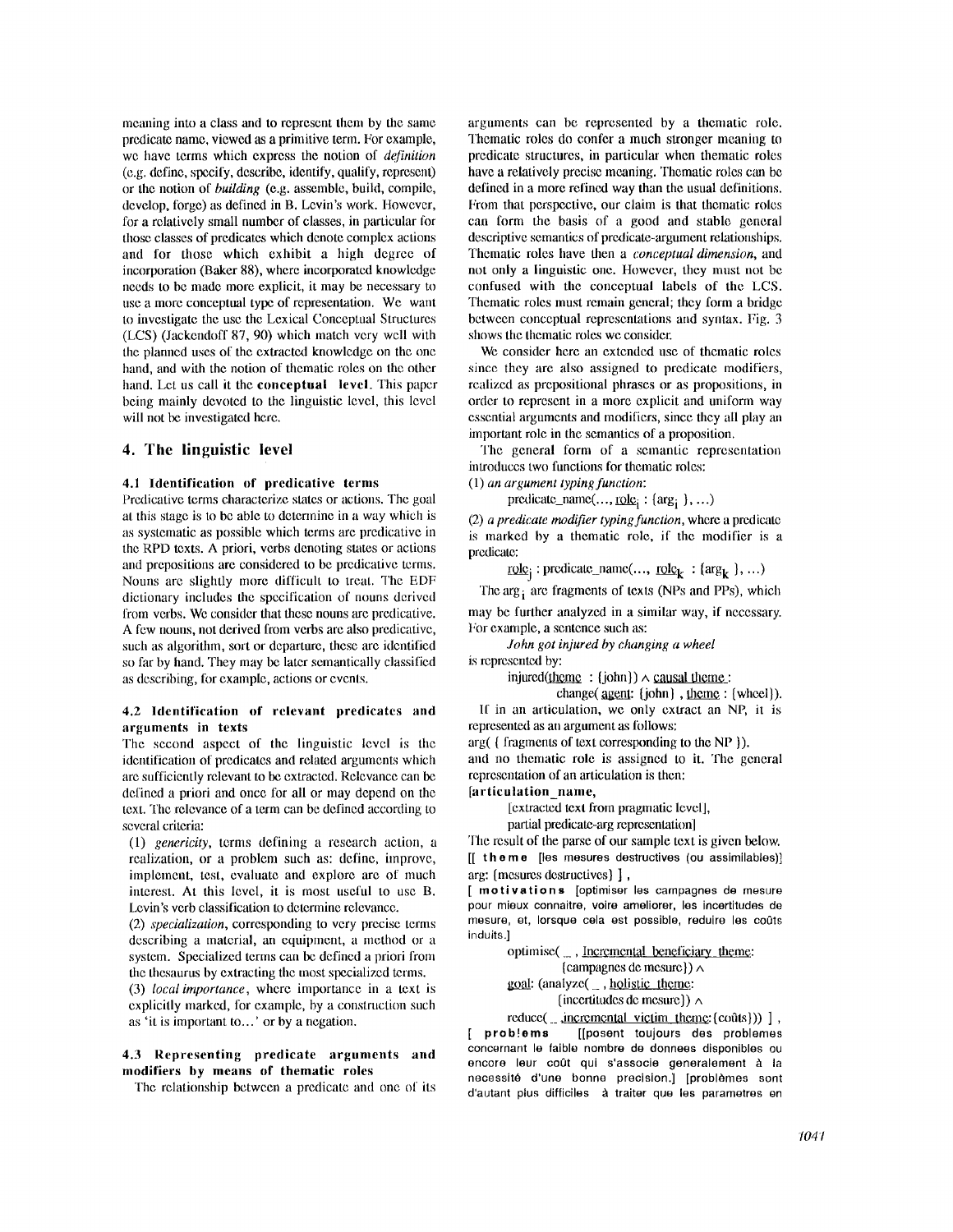meaning into a class and to represent them by the same predicate name, viewed as a primitive term. For example, we have terms which express the notion of *definition* (e.g. define, specify, describe, identify, qualify, represent) or the notion of *building* (e.g. assemble, build, compile, develop, forge) as defined in B. Levin's work. However, for a relatively small number of classes, in particular for those classes of predicates which denote complex actions and for those which exhibit a high degree of incorporation (Baker 88), where incorporated knowledge needs to be made more explicit, it may be necessary to use a more conceptual type of representation. We want to investigate the use the Lexical Conceptual Structures (LCS) (Jackendoff 87, 90) which match very well with the planned uses of the extracted knowledge on the one hand, and with the notion of thematic roles on the other hand. Let us call it the **conceptual level**. This paper being mainly devoted to the linguistic level, this level will not be investigated here.

## 4. The linguistic level

### 4.1 Identification of predicative terms

Predicative terms characterize states or actions. The goal at this stage is to be able to determine in a way which is as systematic as possible which terms are predicative in the RPD texts. A priori, verbs denoting states or actions and prepositions are considered to be predicative terms. Nouns are slightly more difficult to treat. The EDF dictionary includes the specification of nouns derived from verbs. We consider that these nouns are predicative. A few nouns, not derived from verbs are also predicative, such as algorithm, sort or departure, these are identified so far by hand. They may be later semantically classified as describing, for example, actions or events.

### 4.2 Identification of relevant predicates and arguments in texts

The second aspect of the linguistic level is the identification of predicates and related arguments which are sufficiently relevant to be extracted. Relevance can be defined a priori and once for all or may depend on the text. The relevance of a term can be defined according to several criteria:

(1) *genericity*, terms defining a research action, a realization, or a problem such as: define, improve, implement, test, evaluate and explore are of much interest. At this level, it is most useful to use B. Levin's verb classification to determine relevance.

(2) *specialization*, corresponding to very precise terms describing a material, an equipment, a method or a system. Specialized terms can be defined a priori from the thesaurus by extracting the most specialized terms.

(3) *local importance*, where importance in a text is explicitly marked, for example, by a construction such as 'it is important to…' or by a negation.

### 4.3 Representing predicate arguments and modifiers by means of thematic roles

The relationship between a predicate and one of its arguments can be represented by a thematic role. Thematic roles do confer a much stronger meaning to predicate structures, in particular when thematic roles have a relatively precise meaning. Thematic roles can be defined in a more refined way than the usual definitions. From that perspective, our claim is that thematic roles can form the basis of a good and stable general descriptive semantics of predicate-argument relationships. Thematic roles have then a *conceptual dimension*, and not only a linguistic one. However, they must not be confused with the conceptual labels of the LCS. Thematic roles must remain general; they form a bridge between conceptual representations and syntax. Fig. 3 shows the thematic roles we consider.

We consider here an extended use of thematic roles since they are also assigned to predicate modifiers, realized as prepositional phrases or as propositions, in order to represent in a more explicit and uniform way essential arguments and modifiers, since they all play an important role in the semantics of a proposition.

The general form of a semantic representation introduces two functions for thematic roles:

(1) *an argument typing function*:

predicate_name(…, $\underline{\text{role}_i}$ : {$\text{arg}_i$ }, …)

(2) *a predicate modifier typing function*, where a predicate is marked by a thematic role, if the modifier is a predicate:

$\underline{\text{role}_j}$ : predicate_name(…, $\underline{\text{role}_k}$ : {$\text{arg}_k$ }, …)

The $\text{arg}_i$ are fragments of texts (NPs and PPs), which may be further analyzed in a similar way, if necessary. For example, a sentence such as:

*John got injured by changing a wheel*

is represented by:

injured($\underline{\text{theme}}$ : {john}) ∧ $\underline{\text{causal theme}}$ :
change( $\underline{\text{agent}}$: {john} , $\underline{\text{theme}}$ : {wheel}).

If in an articulation, we only extract an NP, it is represented as an argument as follows:

arg( { fragments of text corresponding to the NP }).

and no thematic role is assigned to it. The general representation of an articulation is then:

[**articulation_name**,
[extracted text from pragmatic level],
partial predicate-arg representation]

The result of the parse of our sample text is given below.

[[ **theme** [les mesures destructives (ou assimilables)]
arg: {mesures destructives} ] ,

[ **motivations** [optimiser les campagnes de mesure pour mieux connaitre, voire ameliorer, les incertitudes de mesure, et, lorsque cela est possible, reduire les coûts induits.]

optimise( _ , $\underline{\text{Incremental beneficiary theme}}$:
{campagnes de mesure}) ∧
$\underline{\text{goal}}$: (analyze( _ , $\underline{\text{holistic theme}}$:
{incertitudes de mesure}) ∧
reduce( _ ,$\underline{\text{incremental victim theme}}$:{coûts})) ] ,

[ **problems** [[posent toujours des problemes concernant le faible nombre de donnees disponibles ou encore leur coût qui s'associe generalement à la necessité d'une bonne precision.] [problèmes sont d'autant plus difficiles à traiter que les parametres en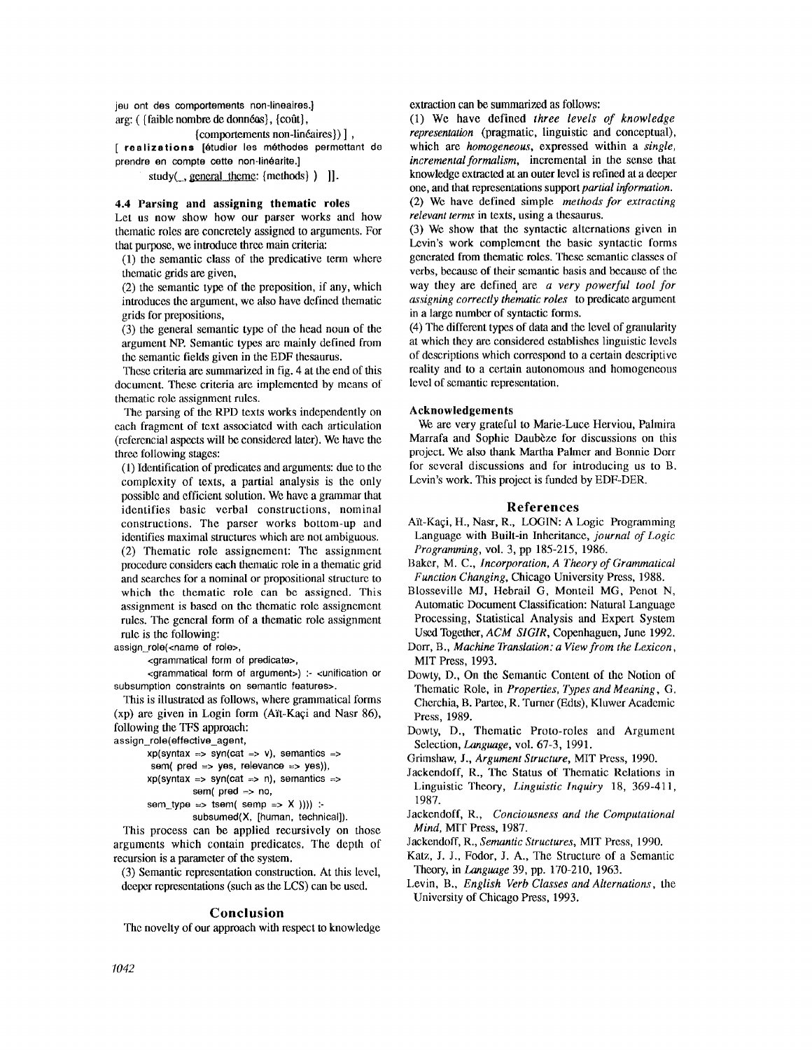jeu ont des comportements non-lineaires.]
arg: ( {faible nombre de donnéas}, {coût},
{comportements non-linéaires}) ] ,
[ **realizations** [étudier les méthodes permettant de prendre en compte cette non-linéarite.]
study(_, general theme: {methods} ) ]].

### 4.4 Parsing and assigning thematic roles

Let us now show how our parser works and how thematic roles are concretely assigned to arguments. For that purpose, we introduce three main criteria:

(1) the semantic class of the predicative term where thematic grids are given,

(2) the semantic type of the preposition, if any, which introduces the argument, we also have defined thematic grids for prepositions,

(3) the general semantic type of the head noun of the argument NP. Semantic types are mainly defined from the semantic fields given in the EDF thesaurus.

These criteria are summarized in fig. 4 at the end of this document. These criteria are implemented by means of thematic role assignment rules.

The parsing of the RPD texts works independently on each fragment of text associated with each articulation (referencial aspects will be considered later). We have the three following stages:

(1) Identification of predicates and arguments: due to the complexity of texts, a partial analysis is the only possible and efficient solution. We have a grammar that identifies basic verbal constructions, nominal constructions. The parser works bottom-up and identifies maximal structures which are not ambiguous.

(2) Thematic role assignment: The assignment procedure considers each thematic role in a thematic grid and searches for a nominal or propositional structure to which the thematic role can be assigned. This assignment is based on the thematic role assignement rules. The general form of a thematic role assignment rule is the following:

```
assign_role(<name of role>,
        <grammatical form of predicate>,
        <grammatical form of argument>) :- <unification or
subsumption constraints on semantic features>.
```

This is illustrated as follows, where grammatical forms (xp) are given in Login form (Aït-Kaçi and Nasr 86), following the TFS approach:

```
assign_role(effective_agent,
        xp(syntax => syn(cat => v), semantics =>
         sem( pred => yes, relevance => yes)),
        xp(syntax => syn(cat => n), semantics =>
                 sem( pred => no,
        sem_type => tsem( semp => X )))) :-
                 subsumed(X, [human, technical]).
```

This process can be applied recursively on those arguments which contain predicates. The depth of recursion is a parameter of the system.

(3) Semantic representation construction. At this level, deeper representations (such as the LCS) can be used.

## Conclusion

The novelty of our approach with respect to knowledge extraction can be summarized as follows:

(1) We have defined *three levels of knowledge representation* (pragmatic, linguistic and conceptual), which are *homogeneous*, expressed within a *single, incremental formalism*, incremental in the sense that knowledge extracted at an outer level is refined at a deeper one, and that representations support *partial information*.

(2) We have defined simple *methods for extracting relevant terms* in texts, using a thesaurus.

(3) We show that the syntactic alternations given in Levin's work complement the basic syntactic forms generated from thematic roles. These semantic classes of verbs, because of their semantic basis and because of the way they are defined are *a very powerful tool for assigning correctly thematic roles* to predicate argument in a large number of syntactic forms.

(4) The different types of data and the level of granularity at which they are considered establishes linguistic levels of descriptions which correspond to a certain descriptive reality and to a certain autonomous and homogeneous level of semantic representation.

### Acknowledgements

We are very grateful to Marie-Luce Herviou, Palmira Marrafa and Sophie Daubèze for discussions on this project. We also thank Martha Palmer and Bonnie Dorr for several discussions and for introducing us to B. Levin's work. This project is funded by EDF-DER.

## References

Aït-Kaçi, H., Nasr, R., LOGIN: A Logic Programming Language with Built-in Inheritance, *journal of Logic Programming*, vol. 3, pp 185-215, 1986.

Baker, M. C., *Incorporation, A Theory of Grammatical Function Changing*, Chicago University Press, 1988.

Blosseville MJ, Hebrail G, Monteil MG, Penot N, Automatic Document Classification: Natural Language Processing, Statistical Analysis and Expert System Used Together, *ACM SIGIR*, Copenhaguen, June 1992.

Dorr, B., *Machine Translation: a View from the Lexicon*, MIT Press, 1993.

Dowty, D., On the Semantic Content of the Notion of Thematic Role, in *Properties, Types and Meaning*, G. Cherchia, B. Partee, R. Turner (Edts), Kluwer Academic Press, 1989.

Dowty, D., Thematic Proto-roles and Argument Selection, *Language*, vol. 67-3, 1991.

Grimshaw, J., *Argument Structure*, MIT Press, 1990.

Jackendoff, R., The Status of Thematic Relations in Linguistic Theory, *Linguistic Inquiry* 18, 369-411, 1987.

Jackendoff, R., *Conciousness and the Computational Mind*, MIT Press, 1987.

Jackendoff, R., *Semantic Structures*, MIT Press, 1990.

Katz, J. J., Fodor, J. A., The Structure of a Semantic Theory, in *Language* 39, pp. 170-210, 1963.

Levin, B., *English Verb Classes and Alternations*, the University of Chicago Press, 1993.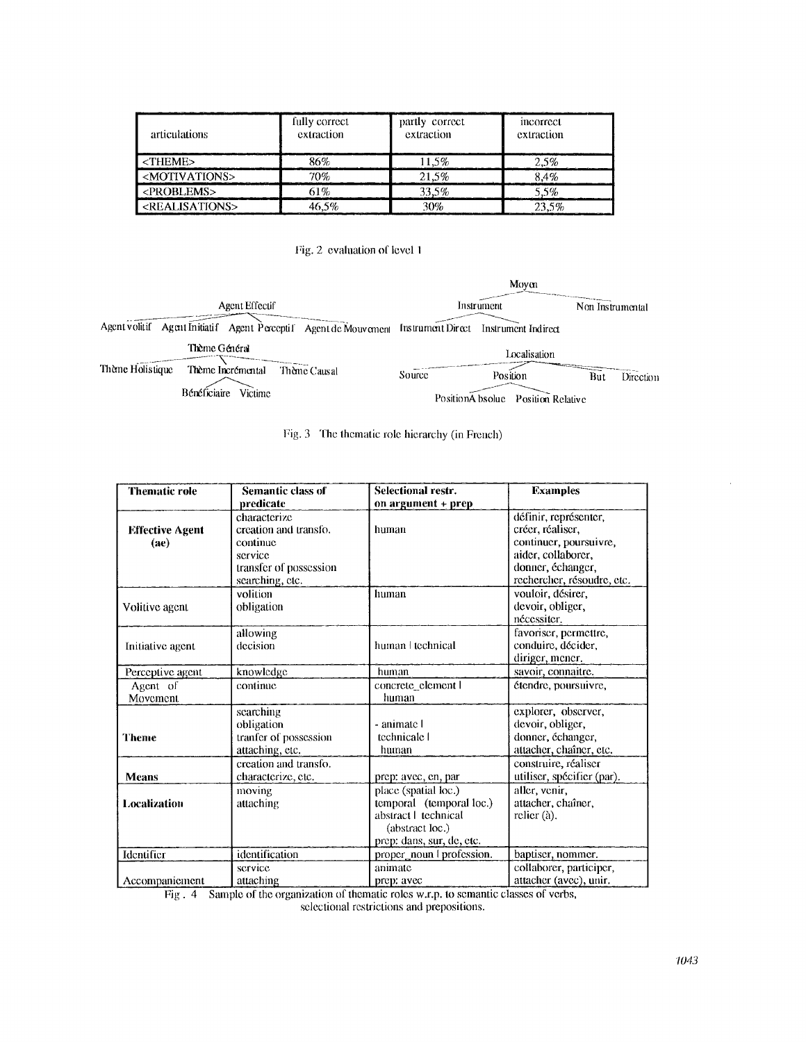| articulations | fully correct extraction | partly correct extraction | incorrect extraction |
|---|---|---|---|
| <THEME> | 86% | 11,5% | 2,5% |
| <MOTIVATIONS> | 70% | 21,5% | 8,4% |
| <PROBLEMS> | 61% | 33,5% | 5,5% |
| <REALISATIONS> | 46,5% | 30% | 23,5% |

Fig. 2 evaluation of level 1

Agent Effectif

Agent volitif Agent Initiatif Agent Perceptif Agent de Mouvement

Moyen

Instrument Non Instrumental

Instrument Direct Instrument Indirect

Thème Général

Thème Holistique Thème Incrémental Thème Causal

Bénéficiaire Victime

Localisation

Source Position But Direction

PositionAbsolue Position Relative

Fig. 3 The thematic role hierarchy (in French)

| Thematic role | Semantic class of predicate | Selectional restr. on argument + prep | Examples |
|---|---|---|---|
| **Effective Agent (ae)** | characterize<br>creation and transfo.<br>continue<br>service<br>transfer of possession<br>searching, etc. | human | définir, représenter,<br>créer, réaliser,<br>continuer, poursuivre,<br>aider, collaborer,<br>donner, échanger,<br>rechercher, résoudre, etc. |
| Volitive agent | volition<br>obligation | human | vouloir, désirer,<br>devoir, obliger,<br>nécessiter. |
| Initiative agent | allowing<br>decision | human \| technical | favoriser, permettre,<br>conduire, décider,<br>diriger, mener. |
| Perceptive agent | knowledge | human | savoir, connaitre. |
| Agent of Movement | continue | concrete_element \|<br>human | étendre, poursuivre, |
| **Theme** | searching<br>obligation<br>tranfer of possession<br>attaching, etc. | - animate \|<br>technicale \|<br>human | explorer, observer,<br>devoir, obliger,<br>donner, échanger,<br>attacher, chaîner, etc. |
| **Means** | creation and transfo.<br>characterize, etc. | prep: avec, en, par | construire, réaliser<br>utiliser, spécifier (par). |
| **Localization** | moving<br>attaching | place (spatial loc.)<br>temporal (temporal loc.)<br>abstract \| technical<br>(abstract loc.)<br>prep: dans, sur, de, etc. | aller, venir,<br>attacher, chaîner,<br>relier (à). |
| Identifier | identification | proper_noun \| profession. | baptiser, nommer. |
| Accompaniement | service<br>attaching | animate<br>prep: avec | collaborer, participer,<br>attacher (avec), unir. |

Fig . 4 Sample of the organization of thematic roles w.r.p. to semantic classes of verbs, selectional restrictions and prepositions.